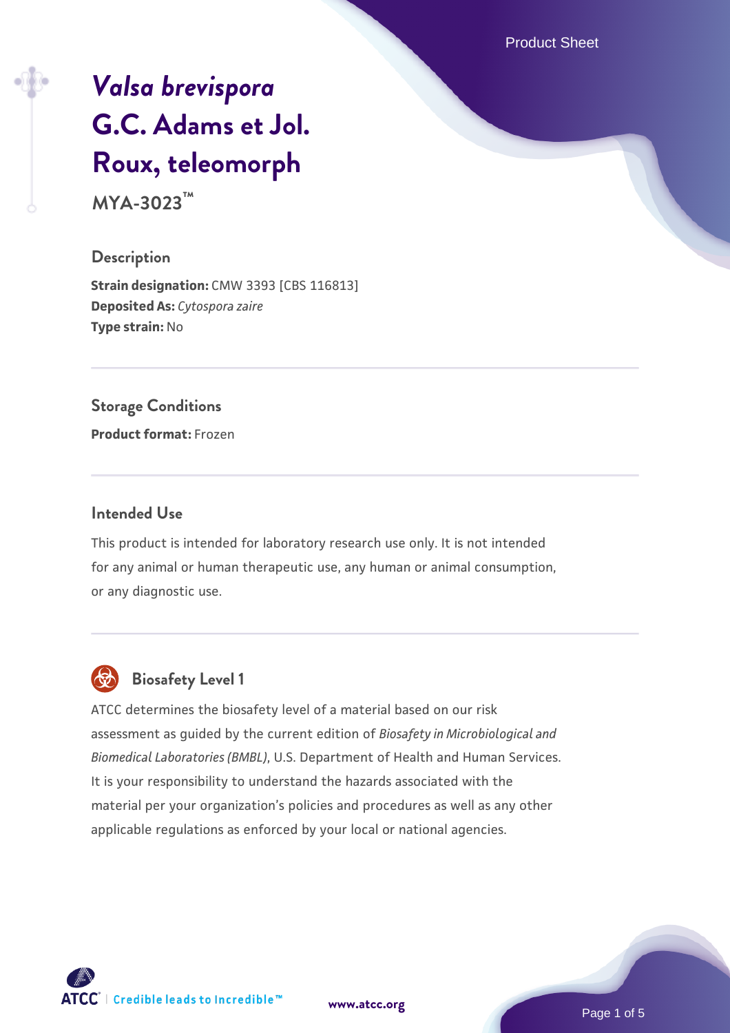# *Valsa brevispora* G.C. Adams et Jol. Roux, teleomorph

**MYA-3023™**

## Description

**Strain designation:** CMW 3393 [CBS 116813]
**Deposited As:** *Cytospora zaire*
**Type strain:** No

## Storage Conditions

**Product format:** Frozen

## Intended Use

This product is intended for laboratory research use only. It is not intended for any animal or human therapeutic use, any human or animal consumption, or any diagnostic use.

## Biosafety Level 1

ATCC determines the biosafety level of a material based on our risk assessment as guided by the current edition of *Biosafety in Microbiological and Biomedical Laboratories (BMBL)*, U.S. Department of Health and Human Services. It is your responsibility to understand the hazards associated with the material per your organization's policies and procedures as well as any other applicable regulations as enforced by your local or national agencies.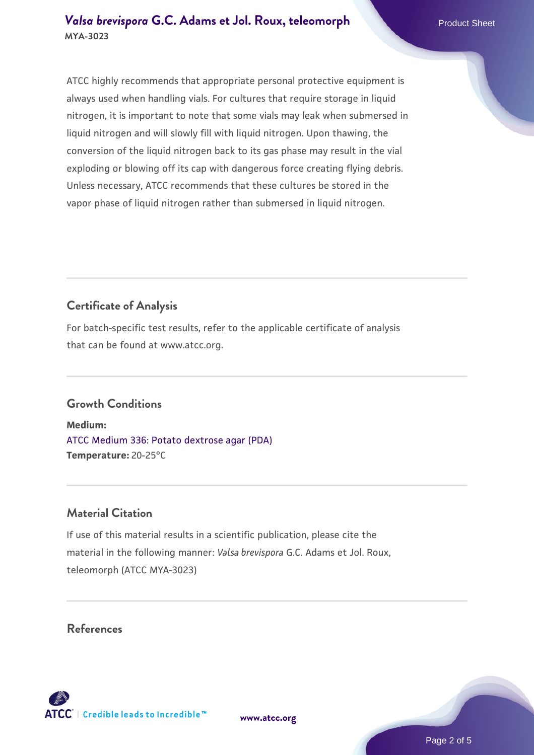ATCC highly recommends that appropriate personal protective equipment is always used when handling vials. For cultures that require storage in liquid nitrogen, it is important to note that some vials may leak when submersed in liquid nitrogen and will slowly fill with liquid nitrogen. Upon thawing, the conversion of the liquid nitrogen back to its gas phase may result in the vial exploding or blowing off its cap with dangerous force creating flying debris. Unless necessary, ATCC recommends that these cultures be stored in the vapor phase of liquid nitrogen rather than submersed in liquid nitrogen.

## Certificate of Analysis

For batch-specific test results, refer to the applicable certificate of analysis that can be found at www.atcc.org.

## Growth Conditions

**Medium:**
ATCC Medium 336: Potato dextrose agar (PDA)
**Temperature:** 20-25°C

## Material Citation

If use of this material results in a scientific publication, please cite the material in the following manner: *Valsa brevispora* G.C. Adams et Jol. Roux, teleomorph (ATCC MYA-3023)

## References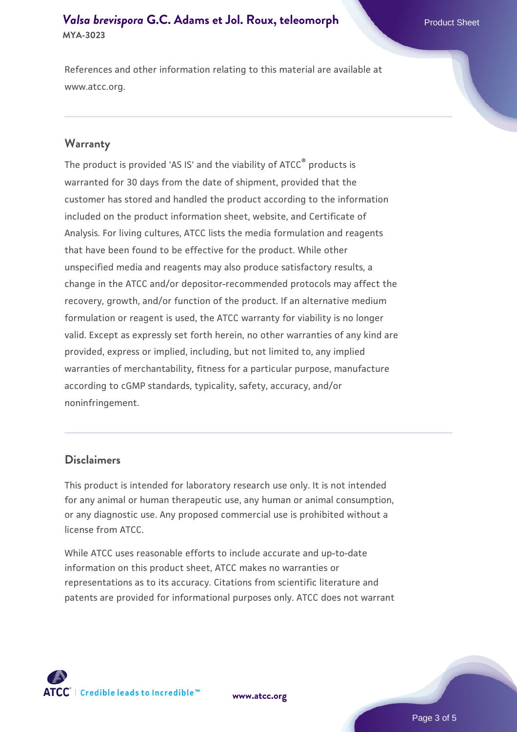References and other information relating to this material are available at www.atcc.org.

## Warranty

The product is provided 'AS IS' and the viability of ATCC® products is warranted for 30 days from the date of shipment, provided that the customer has stored and handled the product according to the information included on the product information sheet, website, and Certificate of Analysis. For living cultures, ATCC lists the media formulation and reagents that have been found to be effective for the product. While other unspecified media and reagents may also produce satisfactory results, a change in the ATCC and/or depositor-recommended protocols may affect the recovery, growth, and/or function of the product. If an alternative medium formulation or reagent is used, the ATCC warranty for viability is no longer valid. Except as expressly set forth herein, no other warranties of any kind are provided, express or implied, including, but not limited to, any implied warranties of merchantability, fitness for a particular purpose, manufacture according to cGMP standards, typicality, safety, accuracy, and/or noninfringement.

## Disclaimers

This product is intended for laboratory research use only. It is not intended for any animal or human therapeutic use, any human or animal consumption, or any diagnostic use. Any proposed commercial use is prohibited without a license from ATCC.

While ATCC uses reasonable efforts to include accurate and up-to-date information on this product sheet, ATCC makes no warranties or representations as to its accuracy. Citations from scientific literature and patents are provided for informational purposes only. ATCC does not warrant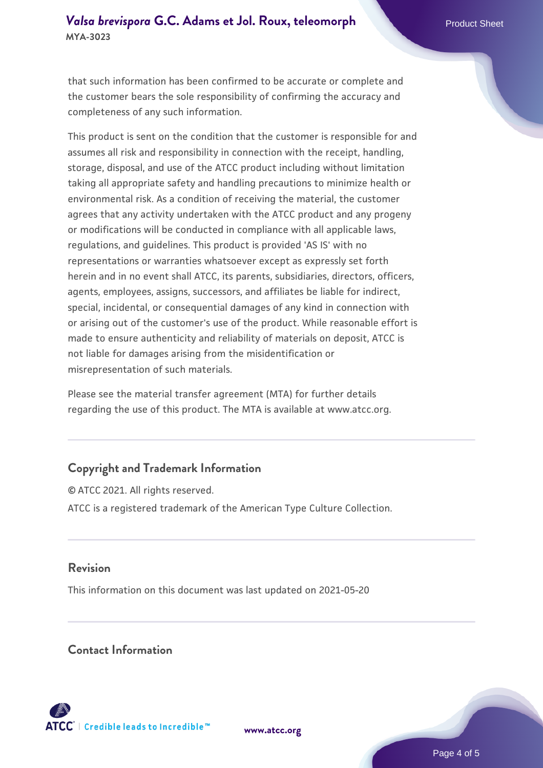that such information has been confirmed to be accurate or complete and the customer bears the sole responsibility of confirming the accuracy and completeness of any such information.

This product is sent on the condition that the customer is responsible for and assumes all risk and responsibility in connection with the receipt, handling, storage, disposal, and use of the ATCC product including without limitation taking all appropriate safety and handling precautions to minimize health or environmental risk. As a condition of receiving the material, the customer agrees that any activity undertaken with the ATCC product and any progeny or modifications will be conducted in compliance with all applicable laws, regulations, and guidelines. This product is provided 'AS IS' with no representations or warranties whatsoever except as expressly set forth herein and in no event shall ATCC, its parents, subsidiaries, directors, officers, agents, employees, assigns, successors, and affiliates be liable for indirect, special, incidental, or consequential damages of any kind in connection with or arising out of the customer's use of the product. While reasonable effort is made to ensure authenticity and reliability of materials on deposit, ATCC is not liable for damages arising from the misidentification or misrepresentation of such materials.

Please see the material transfer agreement (MTA) for further details regarding the use of this product. The MTA is available at www.atcc.org.

## Copyright and Trademark Information

© ATCC 2021. All rights reserved.

ATCC is a registered trademark of the American Type Culture Collection.

## Revision

This information on this document was last updated on 2021-05-20

## Contact Information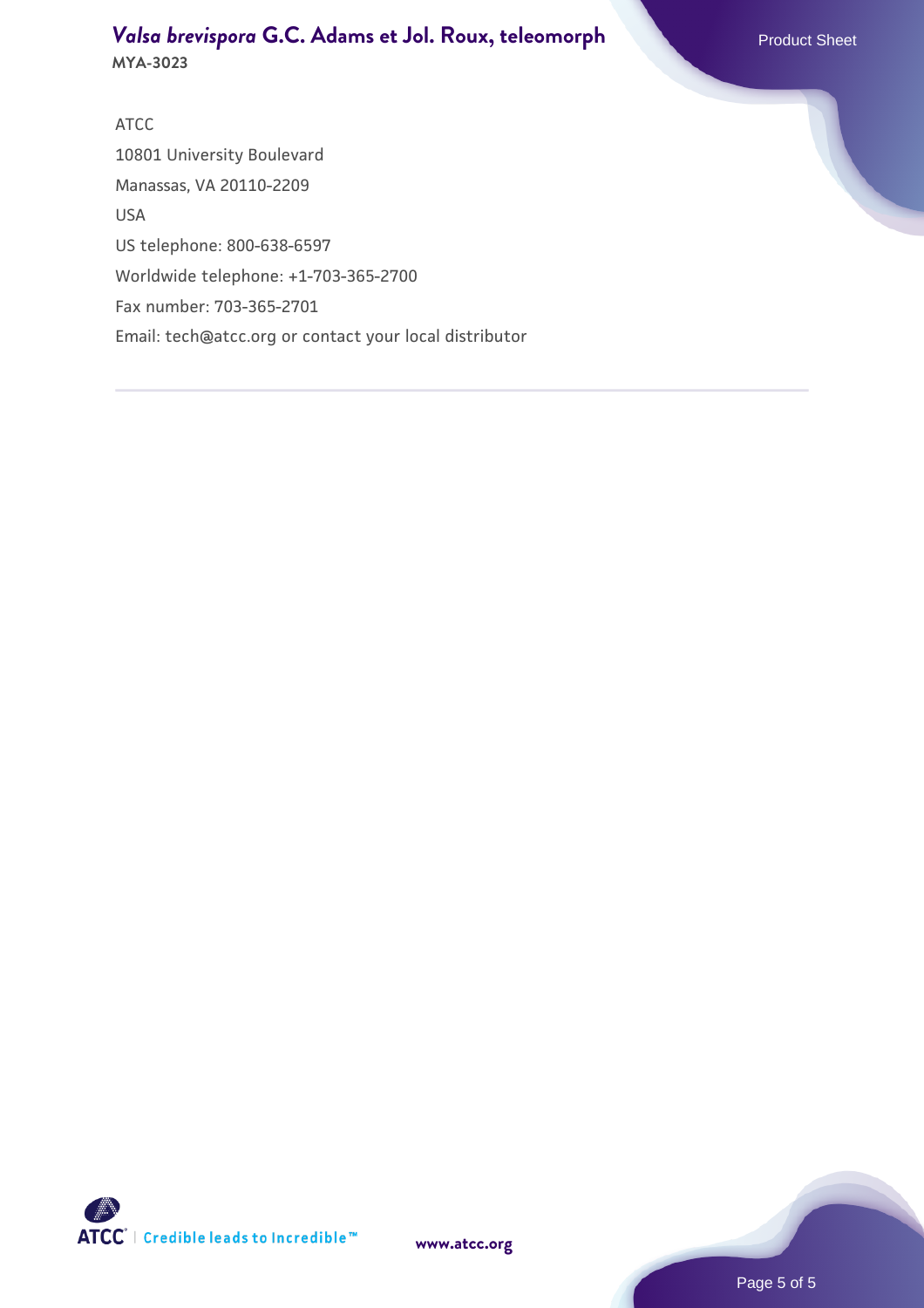ATCC

10801 University Boulevard

Manassas, VA 20110-2209

USA

US telephone: 800-638-6597

Worldwide telephone: +1-703-365-2700

Fax number: 703-365-2701

Email: tech@atcc.org or contact your local distributor